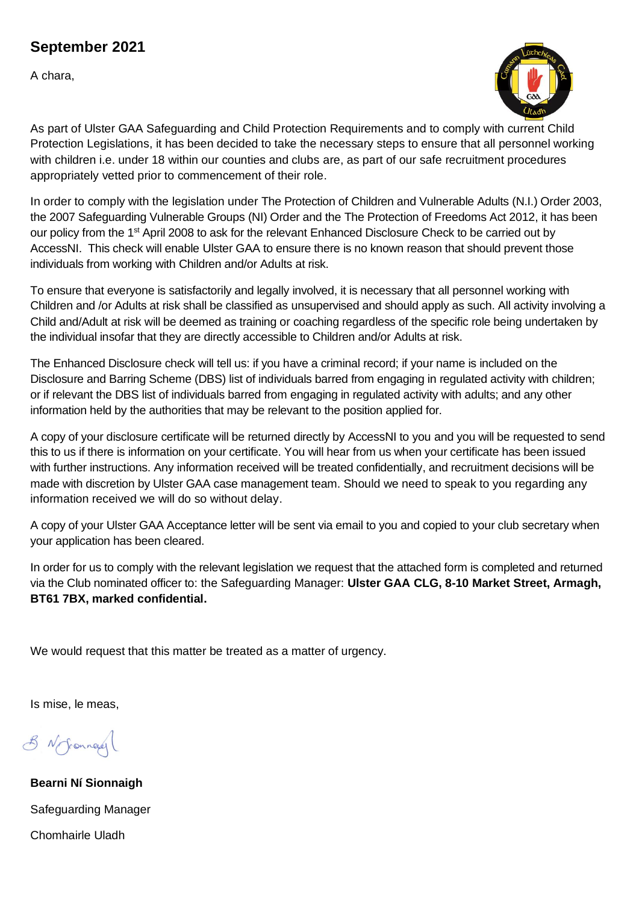## September 2021

A chara,

As part of Ulster GAA Safeguarding and Child Protection Requirements and to comply with current Child Protection Legislations, it has been decided to take the necessary steps to ensure that all personnel working with children i.e. under 18 within our counties and clubs are, as part of our safe recruitment procedures appropriately vetted prior to commencement of their role.

In order to comply with the legislation under The Protection of Children and Vulnerable Adults (N.I.) Order 2003, the 2007 Safeguarding Vulnerable Groups (NI) Order and the The Protection of Freedoms Act 2012, it has been our policy from the 1st April 2008 to ask for the relevant Enhanced Disclosure Check to be carried out by AccessNI. This check will enable Ulster GAA to ensure there is no known reason that should prevent those individuals from working with Children and/or Adults at risk.

To ensure that everyone is satisfactorily and legally involved, it is necessary that all personnel working with Children and /or Adults at risk shall be classified as unsupervised and should apply as such. All activity involving a Child and/Adult at risk will be deemed as training or coaching regardless of the specific role being undertaken by the individual insofar that they are directly accessible to Children and/or Adults at risk.

The Enhanced Disclosure check will tell us: if you have a criminal record; if your name is included on the Disclosure and Barring Scheme (DBS) list of individuals barred from engaging in regulated activity with children; or if relevant the DBS list of individuals barred from engaging in regulated activity with adults; and any other information held by the authorities that may be relevant to the position applied for.

A copy of your disclosure certificate will be returned directly by AccessNI to you and you will be requested to send this to us if there is information on your certificate. You will hear from us when your certificate has been issued with further instructions. Any information received will be treated confidentially, and recruitment decisions will be made with discretion by Ulster GAA case management team. Should we need to speak to you regarding any information received we will do so without delay.

A copy of your Ulster GAA Acceptance letter will be sent via email to you and copied to your club secretary when your application has been cleared.

In order for us to comply with the relevant legislation we request that the attached form is completed and returned via the Club nominated officer to: the Safeguarding Manager: **Ulster GAA CLG, 8-10 Market Street, Armagh, BT61 7BX, marked confidential.**

We would request that this matter be treated as a matter of urgency.

Is mise, le meas,

B Ní Sionnaigh

**Bearni Ní Sionnaigh**

Safeguarding Manager

Chomhairle Uladh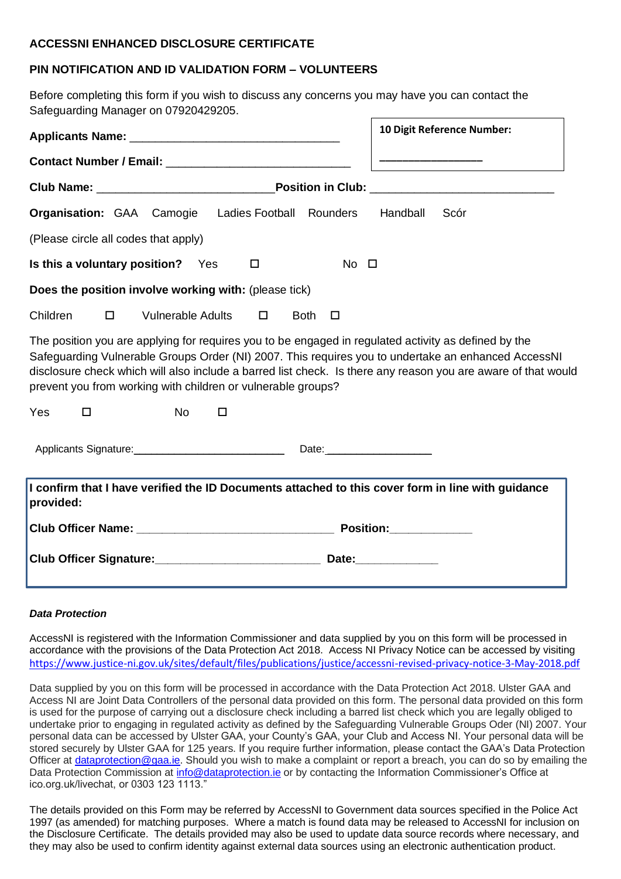**ACCESSNI ENHANCED DISCLOSURE CERTIFICATE**

**PIN NOTIFICATION AND ID VALIDATION FORM – VOLUNTEERS**

Before completing this form if you wish to discuss any concerns you may have you can contact the Safeguarding Manager on 07920429205.

**10 Digit Reference Number:** ________________

**Applicants Name:** ________________________________

**Contact Number / Email:** ____________________________

**Club Name:** ___________________________ **Position in Club:** ____________________________

**Organisation:** GAA Camogie Ladies Football Rounders Handball Scór

(Please circle all codes that apply)

**Is this a voluntary position?** Yes ☐ No ☐

**Does the position involve working with:** (please tick)

Children ☐ Vulnerable Adults ☐ Both ☐

The position you are applying for requires you to be engaged in regulated activity as defined by the Safeguarding Vulnerable Groups Order (NI) 2007. This requires you to undertake an enhanced AccessNI disclosure check which will also include a barred list check. Is there any reason you are aware of that would prevent you from working with children or vulnerable groups?

Yes ☐ No ☐

Applicants Signature:_________________________ Date:_________________

**I confirm that I have verified the ID Documents attached to this cover form in line with guidance provided:**

**Club Officer Name:** ______________________________ **Position:**____________

**Club Officer Signature:**_________________________ **Date:**____________

***Data Protection***

AccessNI is registered with the Information Commissioner and data supplied by you on this form will be processed in accordance with the provisions of the Data Protection Act 2018. Access NI Privacy Notice can be accessed by visiting https://www.justice-ni.gov.uk/sites/default/files/publications/justice/accessni-revised-privacy-notice-3-May-2018.pdf

Data supplied by you on this form will be processed in accordance with the Data Protection Act 2018. Ulster GAA and Access NI are Joint Data Controllers of the personal data provided on this form. The personal data provided on this form is used for the purpose of carrying out a disclosure check including a barred list check which you are legally obliged to undertake prior to engaging in regulated activity as defined by the Safeguarding Vulnerable Groups Oder (NI) 2007. Your personal data can be accessed by Ulster GAA, your County's GAA, your Club and Access NI. Your personal data will be stored securely by Ulster GAA for 125 years. If you require further information, please contact the GAA's Data Protection Officer at dataprotection@gaa.ie. Should you wish to make a complaint or report a breach, you can do so by emailing the Data Protection Commission at info@dataprotection.ie or by contacting the Information Commissioner's Office at ico.org.uk/livechat, or 0303 123 1113."

The details provided on this Form may be referred by AccessNI to Government data sources specified in the Police Act 1997 (as amended) for matching purposes. Where a match is found data may be released to AccessNI for inclusion on the Disclosure Certificate. The details provided may also be used to update data source records where necessary, and they may also be used to confirm identity against external data sources using an electronic authentication product.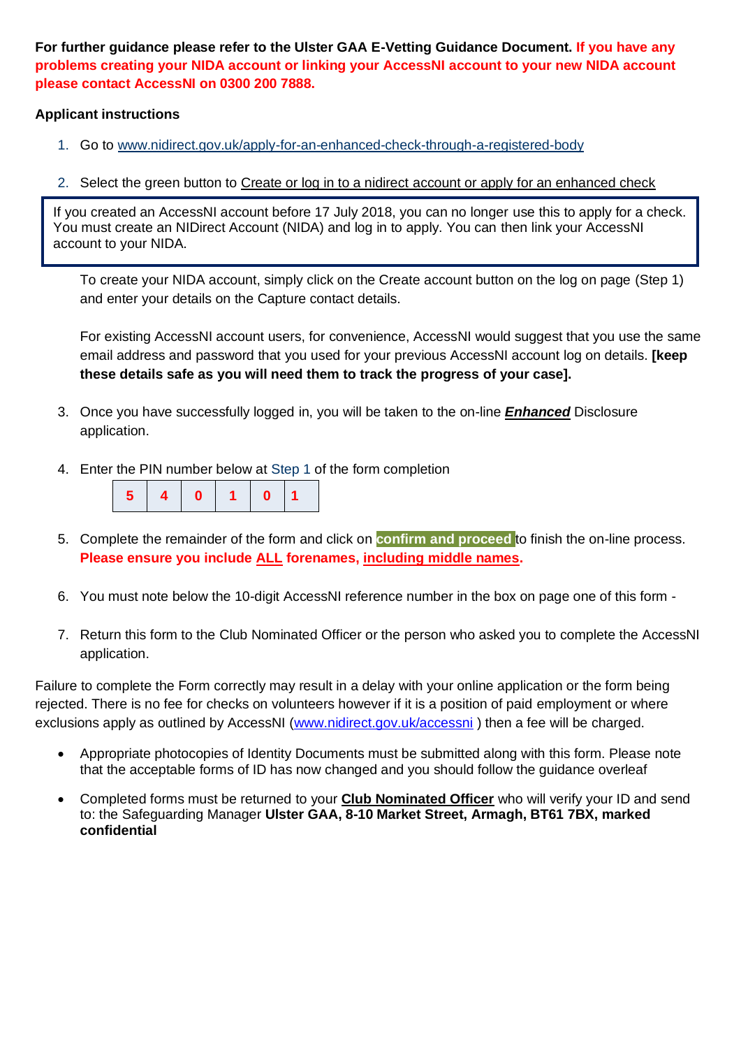**For further guidance please refer to the Ulster GAA E-Vetting Guidance Document. If you have any problems creating your NIDA account or linking your AccessNI account to your new NIDA account please contact AccessNI on 0300 200 7888.**

**Applicant instructions**

1. Go to www.nidirect.gov.uk/apply-for-an-enhanced-check-through-a-registered-body

2. Select the green button to Create or log in to a nidirect account or apply for an enhanced check

> If you created an AccessNI account before 17 July 2018, you can no longer use this to apply for a check. You must create an NIDirect Account (NIDA) and log in to apply. You can then link your AccessNI account to your NIDA.

   To create your NIDA account, simply click on the Create account button on the log on page (Step 1) and enter your details on the Capture contact details.

   For existing AccessNI account users, for convenience, AccessNI would suggest that you use the same email address and password that you used for your previous AccessNI account log on details. **[keep these details safe as you will need them to track the progress of your case].**

3. Once you have successfully logged in, you will be taken to the on-line ***Enhanced*** Disclosure application.

4. Enter the PIN number below at Step 1 of the form completion

| 5 | 4 | 0 | 1 | 0 | 1 |
|---|---|---|---|---|---|

5. Complete the remainder of the form and click on **confirm and proceed** to finish the on-line process. **Please ensure you include ALL forenames, including middle names.**

6. You must note below the 10-digit AccessNI reference number in the box on page one of this form -

7. Return this form to the Club Nominated Officer or the person who asked you to complete the AccessNI application.

Failure to complete the Form correctly may result in a delay with your online application or the form being rejected. There is no fee for checks on volunteers however if it is a position of paid employment or where exclusions apply as outlined by AccessNI (www.nidirect.gov.uk/accessni ) then a fee will be charged.

- Appropriate photocopies of Identity Documents must be submitted along with this form. Please note that the acceptable forms of ID has now changed and you should follow the guidance overleaf

- Completed forms must be returned to your **Club Nominated Officer** who will verify your ID and send to: the Safeguarding Manager **Ulster GAA, 8-10 Market Street, Armagh, BT61 7BX, marked confidential**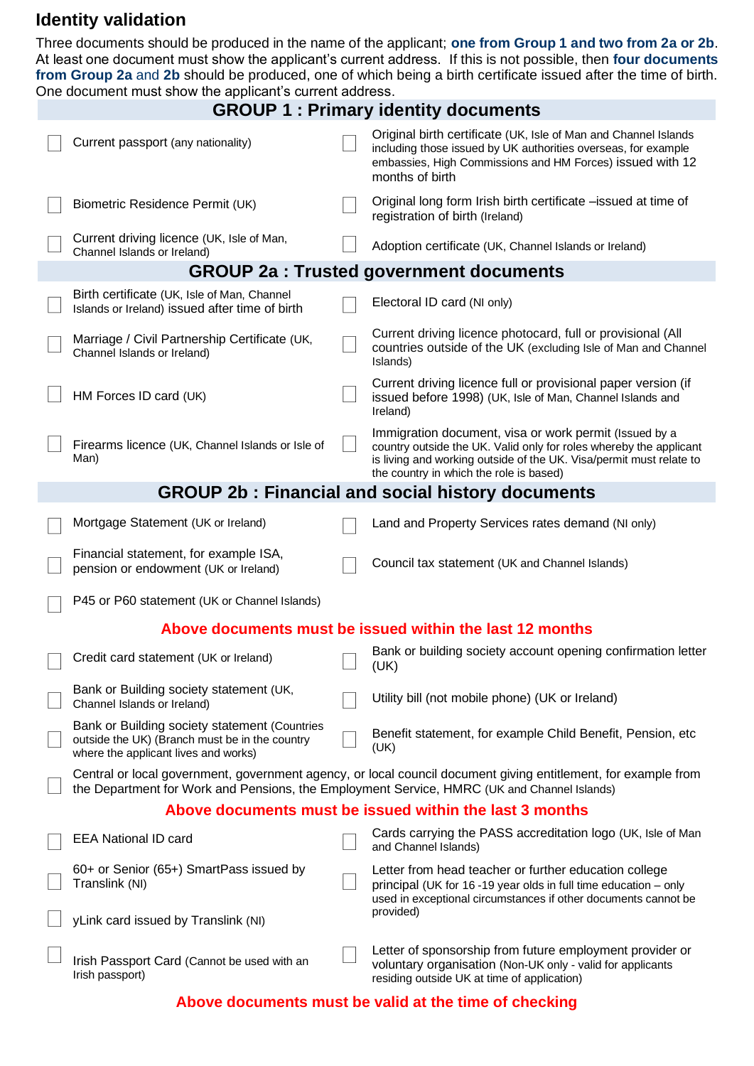## Identity validation

Three documents should be produced in the name of the applicant; **one from Group 1 and two from 2a or 2b**. At least one document must show the applicant's current address. If this is not possible, then **four documents from Group 2a** and **2b** should be produced, one of which being a birth certificate issued after the time of birth. One document must show the applicant's current address.

| GROUP 1 : Primary identity documents | |
|---|---|
| ☐ Current passport (any nationality) | ☐ Original birth certificate (UK, Isle of Man and Channel Islands including those issued by UK authorities overseas, for example embassies, High Commissions and HM Forces) issued with 12 months of birth |
| ☐ Biometric Residence Permit (UK) | ☐ Original long form Irish birth certificate –issued at time of registration of birth (Ireland) |
| ☐ Current driving licence (UK, Isle of Man, Channel Islands or Ireland) | ☐ Adoption certificate (UK, Channel Islands or Ireland) |

| GROUP 2a : Trusted government documents | |
|---|---|
| ☐ Birth certificate (UK, Isle of Man, Channel Islands or Ireland) issued after time of birth | ☐ Electoral ID card (NI only) |
| ☐ Marriage / Civil Partnership Certificate (UK, Channel Islands or Ireland) | ☐ Current driving licence photocard, full or provisional (All countries outside of the UK (excluding Isle of Man and Channel Islands) |
| ☐ HM Forces ID card (UK) | ☐ Current driving licence full or provisional paper version (if issued before 1998) (UK, Isle of Man, Channel Islands and Ireland) |
| ☐ Firearms licence (UK, Channel Islands or Isle of Man) | ☐ Immigration document, visa or work permit (Issued by a country outside the UK. Valid only for roles whereby the applicant is living and working outside of the UK. Visa/permit must relate to the country in which the role is based) |

| GROUP 2b : Financial and social history documents | |
|---|---|
| ☐ Mortgage Statement (UK or Ireland) | ☐ Land and Property Services rates demand (NI only) |
| ☐ Financial statement, for example ISA, pension or endowment (UK or Ireland) | ☐ Council tax statement (UK and Channel Islands) |
| ☐ P45 or P60 statement (UK or Channel Islands) | |
| **Above documents must be issued within the last 12 months** | |
| ☐ Credit card statement (UK or Ireland) | ☐ Bank or building society account opening confirmation letter (UK) |
| ☐ Bank or Building society statement (UK, Channel Islands or Ireland) | ☐ Utility bill (not mobile phone) (UK or Ireland) |
| ☐ Bank or Building society statement (Countries outside the UK) (Branch must be in the country where the applicant lives and works) | ☐ Benefit statement, for example Child Benefit, Pension, etc (UK) |
| ☐ Central or local government, government agency, or local council document giving entitlement, for example from the Department for Work and Pensions, the Employment Service, HMRC (UK and Channel Islands) | |
| **Above documents must be issued within the last 3 months** | |
| ☐ EEA National ID card | ☐ Cards carrying the PASS accreditation logo (UK, Isle of Man and Channel Islands) |
| ☐ 60+ or Senior (65+) SmartPass issued by Translink (NI) | ☐ Letter from head teacher or further education college principal (UK for 16 -19 year olds in full time education – only used in exceptional circumstances if other documents cannot be provided) |
| ☐ yLink card issued by Translink (NI) | |
| ☐ Irish Passport Card (Cannot be used with an Irish passport) | ☐ Letter of sponsorship from future employment provider or voluntary organisation (Non-UK only - valid for applicants residing outside UK at time of application) |
| **Above documents must be valid at the time of checking** | |